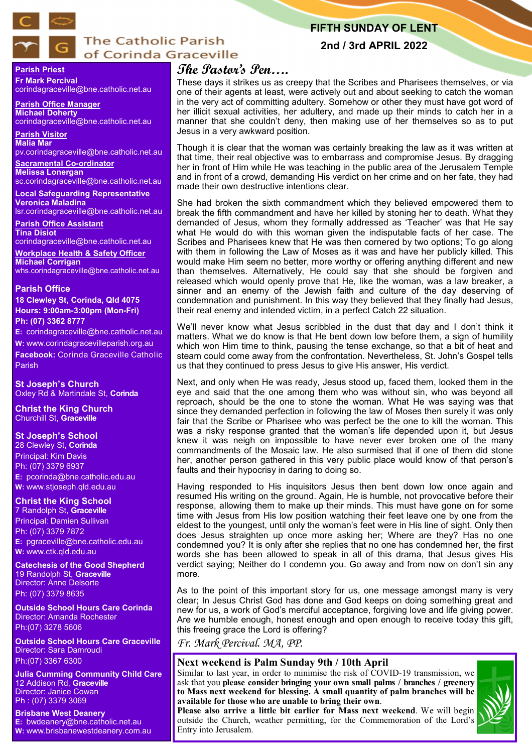# The Catholic Parish of Corinda Graceville

**FIFTH SUNDAY OF LENT**

**2nd / 3rd APRIL 2022**

**Parish Priest**
**Fr Mark Percival**
corindagraceville@bne.catholic.net.au

**Parish Office Manager**
**Michael Doherty**
corindagraceville@bne.catholic.net.au

**Parish Visitor**
**Malia Mar**
pv.corindagraceville@bne.catholic.net.au

**Sacramental Co-ordinator**
**Melissa Lonergan**
sc.corindagraceville@bne.catholic.net.au

**Local Safeguarding Representative**
**Veronica Maladina**
lsr.corindagraceville@bne.catholic.net.au

**Parish Office Assistant**
**Tina Disiot**
corindagraceville@bne.catholic.net.au

**Workplace Health & Safety Officer**
**Michael Corrigan**
whs.corindagraceville@bne.catholic.net.au

**Parish Office**
**18 Clewley St, Corinda, Qld 4075**
**Hours: 9:00am-3:00pm (Mon-Fri)**
**Ph: (07) 3362 8777**
**E:** corindagraceville@bne.catholic.net.au
**W:** www.corindagracevilleparish.org.au
**Facebook:** Corinda Graceville Catholic Parish

**St Joseph's Church**
Oxley Rd & Martindale St, **Corinda**

**Christ the King Church**
Churchill St, **Graceville**

**St Joseph's School**
28 Clewley St, **Corinda**
Principal: Kim Davis
Ph: (07) 3379 6937
**E:** pcorinda@bne.catholic.edu.au
**W:** www.stjoseph.qld.edu.au

**Christ the King School**
7 Randolph St, **Graceville**
Principal: Damien Sullivan
Ph: (07) 3379 7872
**E:** pgraceville@bne.catholic.edu.au
**W:** www.ctk.qld.edu.au

**Catechesis of the Good Shepherd**
19 Randolph St, **Graceville**
Director: Anne Delsorte
Ph: (07) 3379 8635

**Outside School Hours Care Corinda**
Director: Amanda Rochester
Ph:(07) 3278 5606

**Outside School Hours Care Graceville**
Director: Sara Damroudi
Ph:(07) 3367 6300

**Julia Cumming Community Child Care**
12 Addison Rd, **Graceville**
Director: Janice Cowan
Ph : (07) 3379 3069

**Brisbane West Deanery**
**E:** bwdeanery@bne.catholic.net.au
**W:** www.brisbanewestdeanery.com.au

## *The Pastor's Pen….*

These days it strikes us as creepy that the Scribes and Pharisees themselves, or via one of their agents at least, were actively out and about seeking to catch the woman in the very act of committing adultery. Somehow or other they must have got word of her illicit sexual activities, her adultery, and made up their minds to catch her in a manner that she couldn't deny, then making use of her themselves so as to put Jesus in a very awkward position.

Though it is clear that the woman was certainly breaking the law as it was written at that time, their real objective was to embarrass and compromise Jesus. By dragging her in front of Him while He was teaching in the public area of the Jerusalem Temple and in front of a crowd, demanding His verdict on her crime and on her fate, they had made their own destructive intentions clear.

She had broken the sixth commandment which they believed empowered them to break the fifth commandment and have her killed by stoning her to death. What they demanded of Jesus, whom they formally addressed as 'Teacher' was that He say what He would do with this woman given the indisputable facts of her case. The Scribes and Pharisees knew that He was then cornered by two options; To go along with them in following the Law of Moses as it was and have her publicly killed. This would make Him seem no better, more worthy or offering anything different and new than themselves. Alternatively, He could say that she should be forgiven and released which would openly prove that He, like the woman, was a law breaker, a sinner and an enemy of the Jewish faith and culture of the day deserving of condemnation and punishment. In this way they believed that they finally had Jesus, their real enemy and intended victim, in a perfect Catch 22 situation.

We'll never know what Jesus scribbled in the dust that day and I don't think it matters. What we do know is that He bent down low before them, a sign of humility which won Him time to think, pausing the tense exchange, so that a bit of heat and steam could come away from the confrontation. Nevertheless, St. John's Gospel tells us that they continued to press Jesus to give His answer, His verdict.

Next, and only when He was ready, Jesus stood up, faced them, looked them in the eye and said that the one among them who was without sin, who was beyond all reproach, should be the one to stone the woman. What He was saying was that since they demanded perfection in following the law of Moses then surely it was only fair that the Scribe or Pharisee who was perfect be the one to kill the woman. This was a risky response granted that the woman's life depended upon it, but Jesus knew it was neigh on impossible to have never ever broken one of the many commandments of the Mosaic law. He also surmised that if one of them did stone her, another person gathered in this very public place would know of that person's faults and their hypocrisy in daring to doing so.

Having responded to His inquisitors Jesus then bent down low once again and resumed His writing on the ground. Again, He is humble, not provocative before their response, allowing them to make up their minds. This must have gone on for some time with Jesus from His low position watching their feet leave one by one from the eldest to the youngest, until only the woman's feet were in His line of sight. Only then does Jesus straighten up once more asking her; Where are they? Has no one condemned you? It is only after she replies that no one has condemned her, the first words she has been allowed to speak in all of this drama, that Jesus gives His verdict saying; Neither do I condemn you. Go away and from now on don't sin any more.

As to the point of this important story for us, one message amongst many is very clear; In Jesus Christ God has done and God keeps on doing something great and new for us, a work of God's merciful acceptance, forgiving love and life giving power. Are we humble enough, honest enough and open enough to receive today this gift, this freeing grace the Lord is offering?

*Fr. Mark Percival. MA, PP.*

## Next weekend is Palm Sunday 9th / 10th April

Similar to last year, in order to minimise the risk of COVID-19 transmission, we ask that you **please consider bringing your own small palms / branches / greenery to Mass next weekend for blessing. A small quantity of palm branches will be available for those who are unable to bring their own**.

**Please also arrive a little bit earlier for Mass next weekend**. We will begin outside the Church, weather permitting, for the Commemoration of the Lord's Entry into Jerusalem.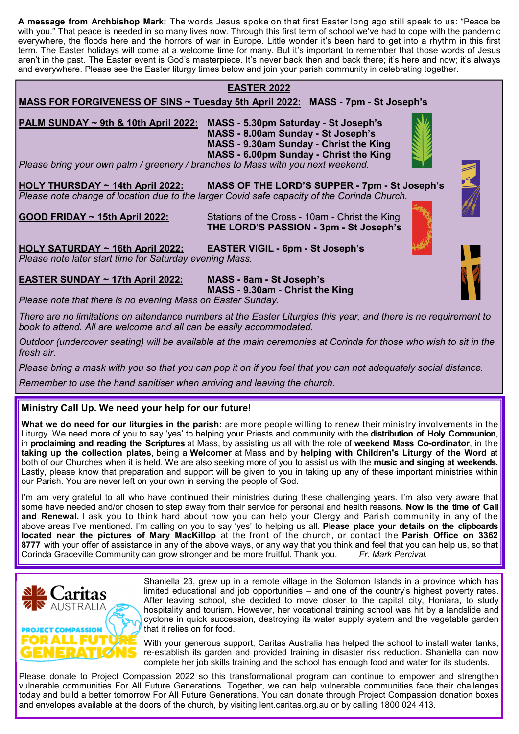**A message from Archbishop Mark:** The words Jesus spoke on that first Easter long ago still speak to us: "Peace be with you." That peace is needed in so many lives now. Through this first term of school we've had to cope with the pandemic everywhere, the floods here and the horrors of war in Europe. Little wonder it's been hard to get into a rhythm in this first term. The Easter holidays will come at a welcome time for many. But it's important to remember that those words of Jesus aren't in the past. The Easter event is God's masterpiece. It's never back then and back there; it's here and now; it's always and everywhere. Please see the Easter liturgy times below and join your parish community in celebrating together.

## EASTER 2022

**MASS FOR FORGIVENESS OF SINS ~ Tuesday 5th April 2022:** **MASS - 7pm - St Joseph's**

**PALM SUNDAY ~ 9th & 10th April 2022:**
**MASS - 5.30pm Saturday - St Joseph's**
**MASS - 8.00am Sunday - St Joseph's**
**MASS - 9.30am Sunday - Christ the King**
**MASS - 6.00pm Sunday - Christ the King**

*Please bring your own palm / greenery / branches to Mass with you next weekend.*

**HOLY THURSDAY ~ 14th April 2022:** **MASS OF THE LORD'S SUPPER - 7pm - St Joseph's**

*Please note change of location due to the larger Covid safe capacity of the Corinda Church.*

**GOOD FRIDAY ~ 15th April 2022:**
Stations of the Cross - 10am - Christ the King
**THE LORD'S PASSION - 3pm - St Joseph's**

**HOLY SATURDAY ~ 16th April 2022:** **EASTER VIGIL - 6pm - St Joseph's**

*Please note later start time for Saturday evening Mass.*

**EASTER SUNDAY ~ 17th April 2022:**
**MASS - 8am - St Joseph's**
**MASS - 9.30am - Christ the King**

*Please note that there is no evening Mass on Easter Sunday.*

*There are no limitations on attendance numbers at the Easter Liturgies this year, and there is no requirement to book to attend. All are welcome and all can be easily accommodated.*

*Outdoor (undercover seating) will be available at the main ceremonies at Corinda for those who wish to sit in the fresh air.*

*Please bring a mask with you so that you can pop it on if you feel that you can not adequately social distance.*

*Remember to use the hand sanitiser when arriving and leaving the church.*

## Ministry Call Up. We need your help for our future!

**What we do need for our liturgies in the parish:** are more people willing to renew their ministry involvements in the Liturgy. We need more of you to say 'yes' to helping your Priests and community with the **distribution of Holy Communion**, in **proclaiming and reading the Scriptures** at Mass, by assisting us all with the role of **weekend Mass Co-ordinator**, in the **taking up the collection plates**, being a **Welcomer** at Mass and by **helping with Children's Liturgy of the Word** at both of our Churches when it is held. We are also seeking more of you to assist us with the **music and singing at weekends.** Lastly, please know that preparation and support will be given to you in taking up any of these important ministries within our Parish. You are never left on your own in serving the people of God.

I'm am very grateful to all who have continued their ministries during these challenging years. I'm also very aware that some have needed and/or chosen to step away from their service for personal and health reasons. **Now is the time of Call and Renewal.** I ask you to think hard about how you can help your Clergy and Parish community in any of the above areas I've mentioned. I'm calling on you to say 'yes' to helping us all. **Please place your details on the clipboards located near the pictures of Mary MacKillop** at the front of the church, or contact the **Parish Office on 3362 8777** with your offer of assistance in any of the above ways, or any way that you think and feel that you can help us, so that Corinda Graceville Community can grow stronger and be more fruitful. Thank you. *Fr. Mark Percival.*

Caritas AUSTRALIA — PROJECT COMPASSION — FOR ALL FUTURE GENERATIONS

Shaniella 23, grew up in a remote village in the Solomon Islands in a province which has limited educational and job opportunities – and one of the country's highest poverty rates. After leaving school, she decided to move closer to the capital city, Honiara, to study hospitality and tourism. However, her vocational training school was hit by a landslide and cyclone in quick succession, destroying its water supply system and the vegetable garden that it relies on for food.

With your generous support, Caritas Australia has helped the school to install water tanks, re-establish its garden and provided training in disaster risk reduction. Shaniella can now complete her job skills training and the school has enough food and water for its students.

Please donate to Project Compassion 2022 so this transformational program can continue to empower and strengthen vulnerable communities For All Future Generations. Together, we can help vulnerable communities face their challenges today and build a better tomorrow For All Future Generations. You can donate through Project Compassion donation boxes and envelopes available at the doors of the church, by visiting lent.caritas.org.au or by calling 1800 024 413.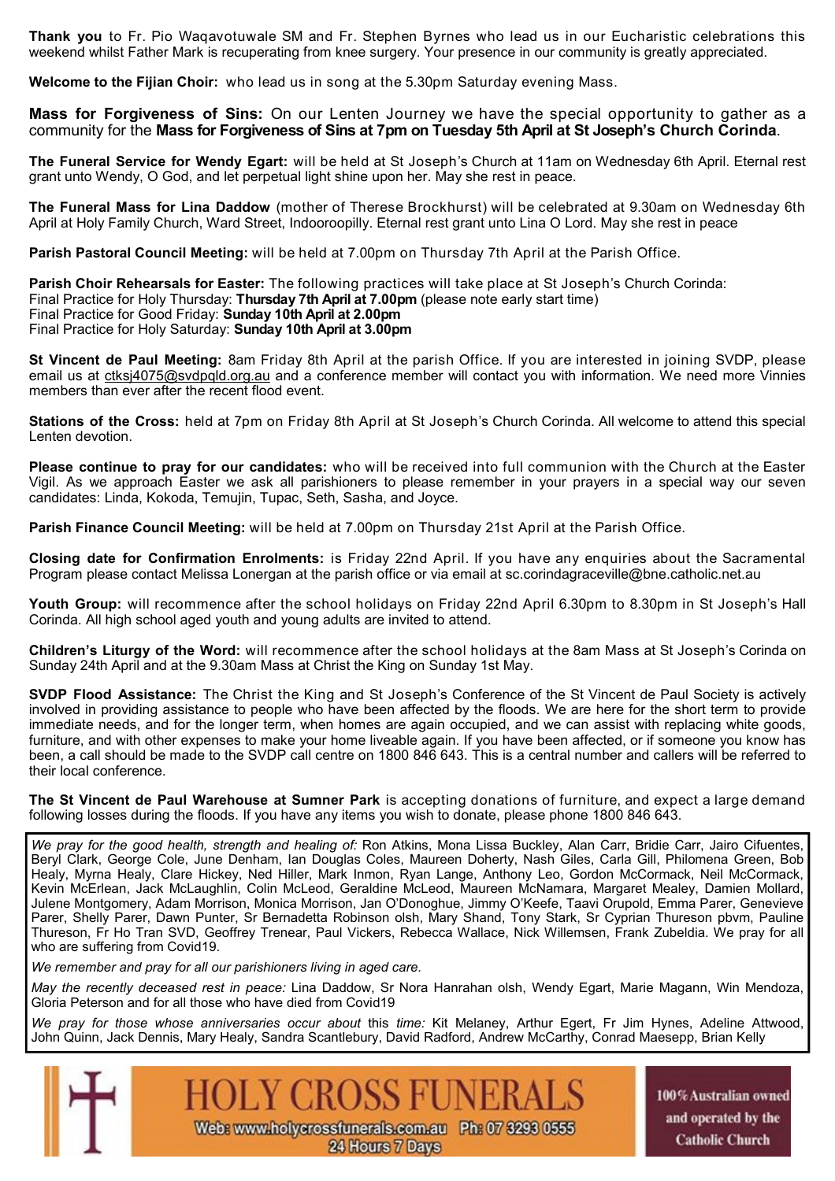**Thank you** to Fr. Pio Waqavotuwale SM and Fr. Stephen Byrnes who lead us in our Eucharistic celebrations this weekend whilst Father Mark is recuperating from knee surgery. Your presence in our community is greatly appreciated.

**Welcome to the Fijian Choir:** who lead us in song at the 5.30pm Saturday evening Mass.

**Mass for Forgiveness of Sins:** On our Lenten Journey we have the special opportunity to gather as a community for the **Mass for Forgiveness of Sins at 7pm on Tuesday 5th April at St Joseph's Church Corinda**.

**The Funeral Service for Wendy Egart:** will be held at St Joseph's Church at 11am on Wednesday 6th April. Eternal rest grant unto Wendy, O God, and let perpetual light shine upon her. May she rest in peace.

**The Funeral Mass for Lina Daddow** (mother of Therese Brockhurst) will be celebrated at 9.30am on Wednesday 6th April at Holy Family Church, Ward Street, Indooroopilly. Eternal rest grant unto Lina O Lord. May she rest in peace

**Parish Pastoral Council Meeting:** will be held at 7.00pm on Thursday 7th April at the Parish Office.

**Parish Choir Rehearsals for Easter:** The following practices will take place at St Joseph's Church Corinda:
Final Practice for Holy Thursday: **Thursday 7th April at 7.00pm** (please note early start time)
Final Practice for Good Friday: **Sunday 10th April at 2.00pm**
Final Practice for Holy Saturday: **Sunday 10th April at 3.00pm**

**St Vincent de Paul Meeting:** 8am Friday 8th April at the parish Office. If you are interested in joining SVDP, please email us at ctksj4075@svdpqld.org.au and a conference member will contact you with information. We need more Vinnies members than ever after the recent flood event.

**Stations of the Cross:** held at 7pm on Friday 8th April at St Joseph's Church Corinda. All welcome to attend this special Lenten devotion.

**Please continue to pray for our candidates:** who will be received into full communion with the Church at the Easter Vigil. As we approach Easter we ask all parishioners to please remember in your prayers in a special way our seven candidates: Linda, Kokoda, Temujin, Tupac, Seth, Sasha, and Joyce.

**Parish Finance Council Meeting:** will be held at 7.00pm on Thursday 21st April at the Parish Office.

**Closing date for Confirmation Enrolments:** is Friday 22nd April. If you have any enquiries about the Sacramental Program please contact Melissa Lonergan at the parish office or via email at sc.corindagraceville@bne.catholic.net.au

**Youth Group:** will recommence after the school holidays on Friday 22nd April 6.30pm to 8.30pm in St Joseph's Hall Corinda. All high school aged youth and young adults are invited to attend.

**Children's Liturgy of the Word:** will recommence after the school holidays at the 8am Mass at St Joseph's Corinda on Sunday 24th April and at the 9.30am Mass at Christ the King on Sunday 1st May.

**SVDP Flood Assistance:** The Christ the King and St Joseph's Conference of the St Vincent de Paul Society is actively involved in providing assistance to people who have been affected by the floods. We are here for the short term to provide immediate needs, and for the longer term, when homes are again occupied, and we can assist with replacing white goods, furniture, and with other expenses to make your home liveable again. If you have been affected, or if someone you know has been, a call should be made to the SVDP call centre on 1800 846 643. This is a central number and callers will be referred to their local conference.

**The St Vincent de Paul Warehouse at Sumner Park** is accepting donations of furniture, and expect a large demand following losses during the floods. If you have any items you wish to donate, please phone 1800 846 643.

*We pray for the good health, strength and healing of:* Ron Atkins, Mona Lissa Buckley, Alan Carr, Bridie Carr, Jairo Cifuentes, Beryl Clark, George Cole, June Denham, Ian Douglas Coles, Maureen Doherty, Nash Giles, Carla Gill, Philomena Green, Bob Healy, Myrna Healy, Clare Hickey, Ned Hiller, Mark Inmon, Ryan Lange, Anthony Leo, Gordon McCormack, Neil McCormack, Kevin McErlean, Jack McLaughlin, Colin McLeod, Geraldine McLeod, Maureen McNamara, Margaret Mealey, Damien Mollard, Julene Montgomery, Adam Morrison, Monica Morrison, Jan O'Donoghue, Jimmy O'Keefe, Taavi Orupold, Emma Parer, Genevieve Parer, Shelly Parer, Dawn Punter, Sr Bernadetta Robinson olsh, Mary Shand, Tony Stark, Sr Cyprian Thureson pbvm, Pauline Thureson, Fr Ho Tran SVD, Geoffrey Trenear, Paul Vickers, Rebecca Wallace, Nick Willemsen, Frank Zubeldia. We pray for all who are suffering from Covid19.

*We remember and pray for all our parishioners living in aged care.*

*May the recently deceased rest in peace:* Lina Daddow, Sr Nora Hanrahan olsh, Wendy Egart, Marie Magann, Win Mendoza, Gloria Peterson and for all those who have died from Covid19

*We pray for those whose anniversaries occur about this time:* Kit Melaney, Arthur Egert, Fr Jim Hynes, Adeline Attwood, John Quinn, Jack Dennis, Mary Healy, Sandra Scantlebury, David Radford, Andrew McCarthy, Conrad Maesepp, Brian Kelly

HOLY CROSS FUNERALS
Web: www.holycrossfunerals.com.au Ph: 07 3293 0555
24 Hours 7 Days

100% Australian owned and operated by the Catholic Church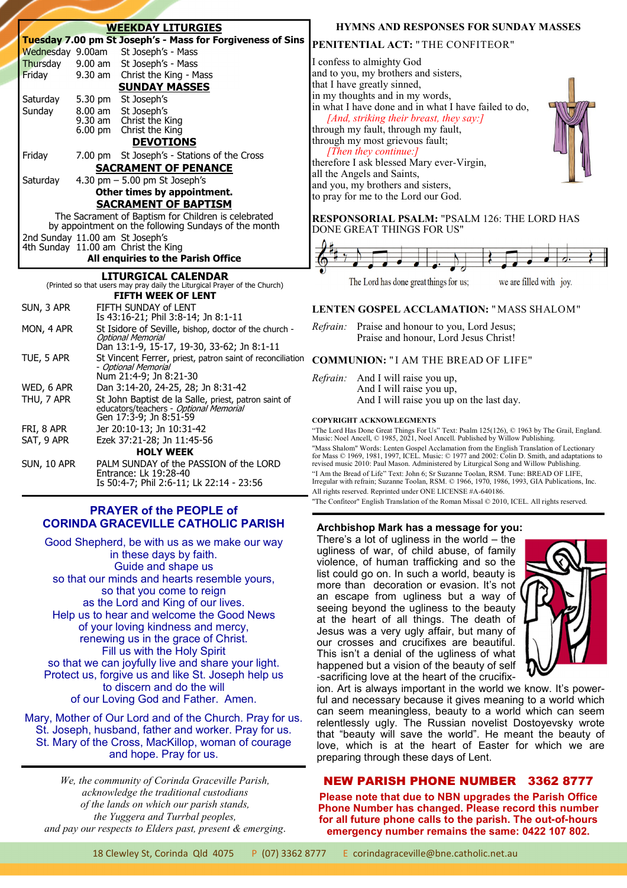## WEEKDAY LITURGIES

**Tuesday 7.00 pm St Joseph's - Mass for Forgiveness of Sins**

| | | |
|---|---|---|
| Wednesday | 9.00am | St Joseph's - Mass |
| Thursday | 9.00 am | St Joseph's - Mass |
| Friday | 9.30 am | Christ the King - Mass |

## SUNDAY MASSES

| | | |
|---|---|---|
| Saturday | 5.30 pm | St Joseph's |
| Sunday | 8.00 am | St Joseph's |
| | 9.30 am | Christ the King |
| | 6.00 pm | Christ the King |

## DEVOTIONS

| | | |
|---|---|---|
| Friday | 7.00 pm | St Joseph's - Stations of the Cross |

## SACRAMENT OF PENANCE

| | |
|---|---|
| Saturday | 4.30 pm – 5.00 pm St Joseph's |

**Other times by appointment.**

## SACRAMENT OF BAPTISM

The Sacrament of Baptism for Children is celebrated by appointment on the following Sundays of the month

2nd Sunday 11.00 am St Joseph's
4th Sunday 11.00 am Christ the King

**All enquiries to the Parish Office**

## LITURGICAL CALENDAR

(Printed so that users may pray daily the Liturgical Prayer of the Church)

**FIFTH WEEK OF LENT**

| | |
|---|---|
| SUN, 3 APR | FIFTH SUNDAY of LENT<br>Is 43:16-21; Phil 3:8-14; Jn 8:1-11 |
| MON, 4 APR | St Isidore of Seville, bishop, doctor of the church - *Optional Memorial*<br>Dan 13:1-9, 15-17, 19-30, 33-62; Jn 8:1-11 |
| TUE, 5 APR | St Vincent Ferrer, priest, patron saint of reconciliation - *Optional Memorial*<br>Num 21:4-9; Jn 8:21-30 |
| WED, 6 APR | Dan 3:14-20, 24-25, 28; Jn 8:31-42 |
| THU, 7 APR | St John Baptist de la Salle, priest, patron saint of educators/teachers - *Optional Memorial*<br>Gen 17:3-9; Jn 8:51-59 |
| FRI, 8 APR | Jer 20:10-13; Jn 10:31-42 |
| SAT, 9 APR | Ezek 37:21-28; Jn 11:45-56 |

**HOLY WEEK**

| | |
|---|---|
| SUN, 10 APR | PALM SUNDAY of the PASSION of the LORD<br>Entrance: Lk 19:28-40<br>Is 50:4-7; Phil 2:6-11; Lk 22:14 - 23:56 |

## PRAYER of the PEOPLE of CORINDA GRACEVILLE CATHOLIC PARISH

Good Shepherd, be with us as we make our way
in these days by faith.
Guide and shape us
so that our minds and hearts resemble yours,
so that you come to reign
as the Lord and King of our lives.
Help us to hear and welcome the Good News
of your loving kindness and mercy,
renewing us in the grace of Christ.
Fill us with the Holy Spirit
so that we can joyfully live and share your light.
Protect us, forgive us and like St. Joseph help us
to discern and do the will
of our Loving God and Father. Amen.

Mary, Mother of Our Lord and of the Church. Pray for us.
St. Joseph, husband, father and worker. Pray for us.
St. Mary of the Cross, MacKillop, woman of courage and hope. Pray for us.

*We, the community of Corinda Graceville Parish,
acknowledge the traditional custodians
of the lands on which our parish stands,
the Yuggera and Turrbal peoples,
and pay our respects to Elders past, present & emerging.*

## HYMNS AND RESPONSES FOR SUNDAY MASSES

**PENITENTIAL ACT:** "THE CONFITEOR"

I confess to almighty God
and to you, my brothers and sisters,
that I have greatly sinned,
in my thoughts and in my words,
in what I have done and in what I have failed to do,
*[And, striking their breast, they say:]*
through my fault, through my fault,
through my most grievous fault;
*[Then they continue:]*
therefore I ask blessed Mary ever-Virgin,
all the Angels and Saints,
and you, my brothers and sisters,
to pray for me to the Lord our God.

**RESPONSORIAL PSALM:** "PSALM 126: THE LORD HAS DONE GREAT THINGS FOR US"

The Lord has done great things for us; we are filled with joy.

**LENTEN GOSPEL ACCLAMATION:** "MASS SHALOM"

*Refrain:* Praise and honour to you, Lord Jesus;
Praise and honour, Lord Jesus Christ!

**COMMUNION:** "I AM THE BREAD OF LIFE"

*Refrain:* And I will raise you up,
And I will raise you up,
And I will raise you up on the last day.

**COPYRIGHT ACKNOWLEDGMENTS**

"The Lord Has Done Great Things For Us" Text: Psalm 125(126), © 1963 by The Grail, England. Music: Noel Ancell, © 1985, 2021, Noel Ancell. Published by Willow Publishing.
"Mass Shalom" Words: Lenten Gospel Acclamation from the English Translation of Lectionary for Mass © 1969, 1981, 1997, ICEL. Music: © 1977 and 2002: Colin D. Smith, and adaptations to revised music 2010: Paul Mason. Administered by Liturgical Song and Willow Publishing.
"I Am the Bread of Life" Text: John 6; Sr Suzanne Toolan, RSM. Tune: BREAD OF LIFE, Irregular with refrain; Suzanne Toolan, RSM. © 1966, 1970, 1986, 1993, GIA Publications, Inc.
All rights reserved. Reprinted under ONE LICENSE #A-640186.
"The Confiteor" English Translation of the Roman Missal © 2010, ICEL. All rights reserved.

**Archbishop Mark has a message for you:**

There's a lot of ugliness in the world – the ugliness of war, of child abuse, of family violence, of human trafficking and so the list could go on. In such a world, beauty is more than decoration or evasion. It's not an escape from ugliness but a way of seeing beyond the ugliness to the beauty at the heart of all things. The death of Jesus was a very ugly affair, but many of our crosses and crucifixes are beautiful. This isn't a denial of the ugliness of what happened but a vision of the beauty of self-sacrificing love at the heart of the crucifixion. Art is always important in the world we know. It's powerful and necessary because it gives meaning to a world which can seem meaningless, beauty to a world which can seem relentlessly ugly. The Russian novelist Dostoyevsky wrote that "beauty will save the world". He meant the beauty of love, which is at the heart of Easter for which we are preparing through these days of Lent.

## NEW PARISH PHONE NUMBER 3362 8777

**Please note that due to NBN upgrades the Parish Office Phone Number has changed. Please record this number for all future phone calls to the parish. The out-of-hours emergency number remains the same: 0422 107 802.**

18 Clewley St, Corinda Qld 4075 P (07) 3362 8777 E corindagraceville@bne.catholic.net.au